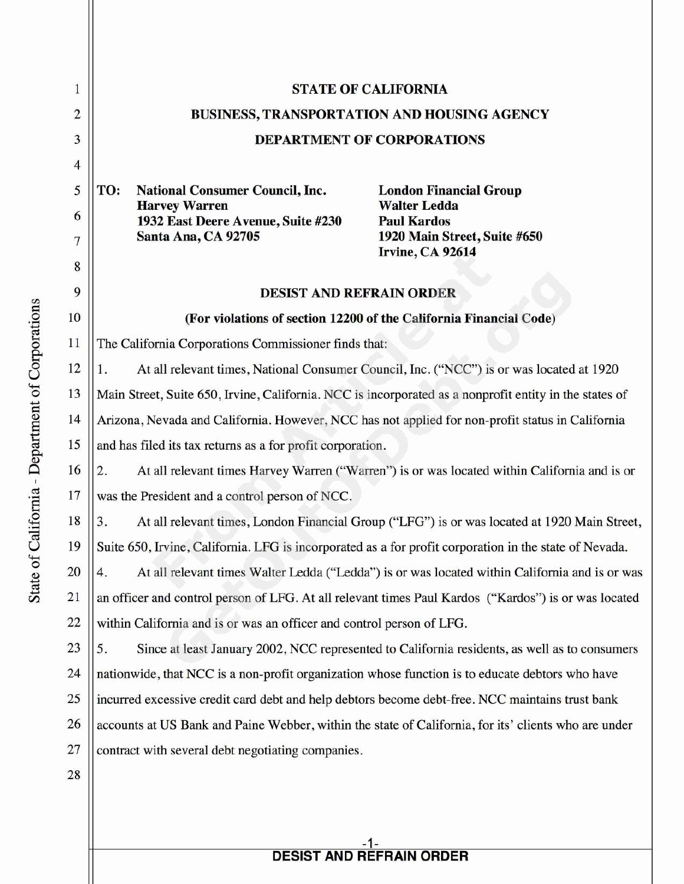**STATE OF CALIFORNIA**

**BUSINESS, TRANSPORTATION AND HOUSING AGENCY**

**DEPARTMENT OF CORPORATIONS**

**TO: National Consumer Council, Inc.**
**Harvey Warren**
**1932 East Deere Avenue, Suite #230**
**Santa Ana, CA 92705**

**London Financial Group**
**Walter Ledda**
**Paul Kardos**
**1920 Main Street, Suite #650**
**Irvine, CA 92614**

**DESIST AND REFRAIN ORDER**

**(For violations of section 12200 of the California Financial Code)**

The California Corporations Commissioner finds that:

1. At all relevant times, National Consumer Council, Inc. ("NCC") is or was located at 1920 Main Street, Suite 650, Irvine, California. NCC is incorporated as a nonprofit entity in the states of Arizona, Nevada and California. However, NCC has not applied for non-profit status in California and has filed its tax returns as a for profit corporation.

2. At all relevant times Harvey Warren ("Warren") is or was located within California and is or was the President and a control person of NCC.

3. At all relevant times, London Financial Group ("LFG") is or was located at 1920 Main Street, Suite 650, Irvine, California. LFG is incorporated as a for profit corporation in the state of Nevada.

4. At all relevant times Walter Ledda ("Ledda") is or was located within California and is or was an officer and control person of LFG. At all relevant times Paul Kardos ("Kardos") is or was located within California and is or was an officer and control person of LFG.

5. Since at least January 2002, NCC represented to California residents, as well as to consumers nationwide, that NCC is a non-profit organization whose function is to educate debtors who have incurred excessive credit card debt and help debtors become debt-free. NCC maintains trust bank accounts at US Bank and Paine Webber, within the state of California, for its' clients who are under contract with several debt negotiating companies.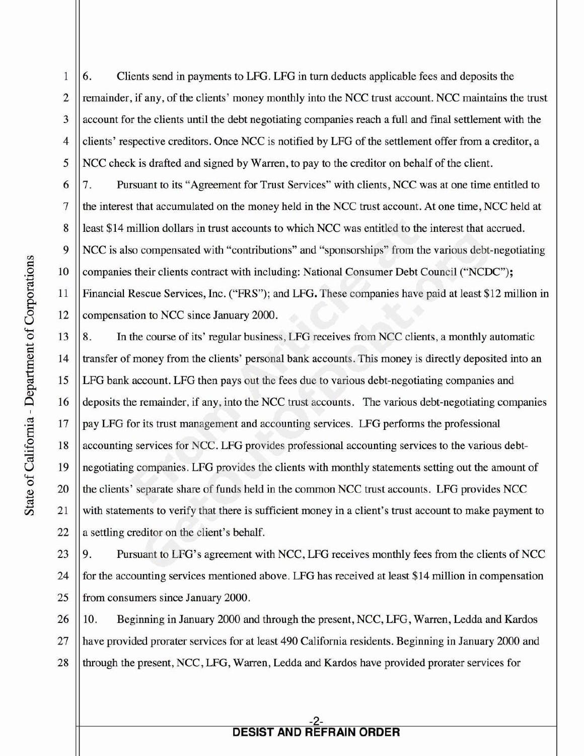6. Clients send in payments to LFG. LFG in turn deducts applicable fees and deposits the remainder, if any, of the clients' money monthly into the NCC trust account. NCC maintains the trust account for the clients until the debt negotiating companies reach a full and final settlement with the clients' respective creditors. Once NCC is notified by LFG of the settlement offer from a creditor, a NCC check is drafted and signed by Warren, to pay to the creditor on behalf of the client.

7. Pursuant to its "Agreement for Trust Services" with clients, NCC was at one time entitled to the interest that accumulated on the money held in the NCC trust account. At one time, NCC held at least $14 million dollars in trust accounts to which NCC was entitled to the interest that accrued. NCC is also compensated with "contributions" and "sponsorships" from the various debt-negotiating companies their clients contract with including: National Consumer Debt Council ("NCDC"); Financial Rescue Services, Inc. ("FRS"); and LFG. These companies have paid at least $12 million in compensation to NCC since January 2000.

8. In the course of its' regular business, LFG receives from NCC clients, a monthly automatic transfer of money from the clients' personal bank accounts. This money is directly deposited into an LFG bank account. LFG then pays out the fees due to various debt-negotiating companies and deposits the remainder, if any, into the NCC trust accounts. The various debt-negotiating companies pay LFG for its trust management and accounting services. LFG performs the professional accounting services for NCC. LFG provides professional accounting services to the various debt-negotiating companies. LFG provides the clients with monthly statements setting out the amount of the clients' separate share of funds held in the common NCC trust accounts. LFG provides NCC with statements to verify that there is sufficient money in a client's trust account to make payment to a settling creditor on the client's behalf.

9. Pursuant to LFG's agreement with NCC, LFG receives monthly fees from the clients of NCC for the accounting services mentioned above. LFG has received at least $14 million in compensation from consumers since January 2000.

10. Beginning in January 2000 and through the present, NCC, LFG, Warren, Ledda and Kardos have provided prorater services for at least 490 California residents. Beginning in January 2000 and through the present, NCC, LFG, Warren, Ledda and Kardos have provided prorater services for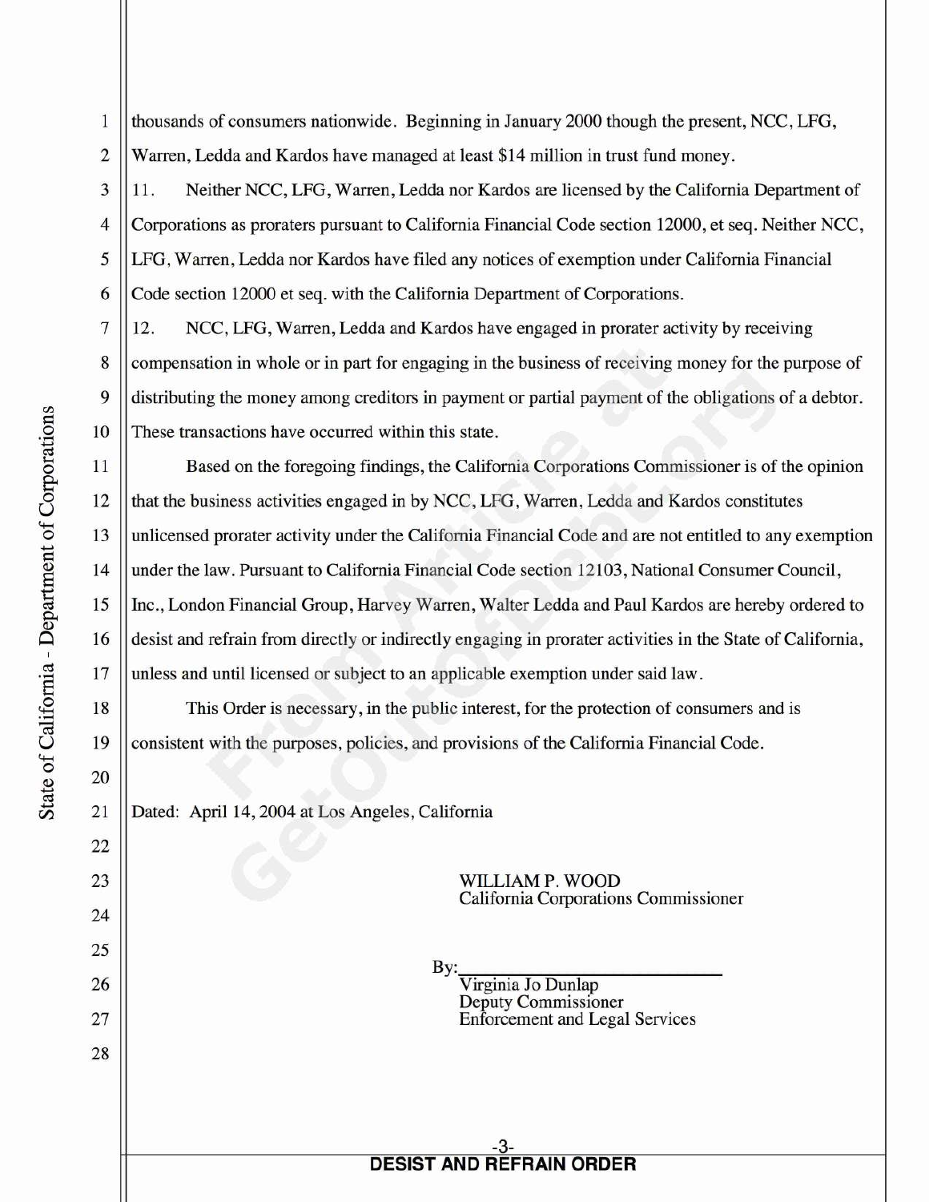thousands of consumers nationwide. Beginning in January 2000 though the present, NCC, LFG, Warren, Ledda and Kardos have managed at least $14 million in trust fund money.

11. Neither NCC, LFG, Warren, Ledda nor Kardos are licensed by the California Department of Corporations as proraters pursuant to California Financial Code section 12000, et seq. Neither NCC, LFG, Warren, Ledda nor Kardos have filed any notices of exemption under California Financial Code section 12000 et seq. with the California Department of Corporations.

12. NCC, LFG, Warren, Ledda and Kardos have engaged in prorater activity by receiving compensation in whole or in part for engaging in the business of receiving money for the purpose of distributing the money among creditors in payment or partial payment of the obligations of a debtor. These transactions have occurred within this state.

Based on the foregoing findings, the California Corporations Commissioner is of the opinion that the business activities engaged in by NCC, LFG, Warren, Ledda and Kardos constitutes unlicensed prorater activity under the California Financial Code and are not entitled to any exemption under the law. Pursuant to California Financial Code section 12103, National Consumer Council, Inc., London Financial Group, Harvey Warren, Walter Ledda and Paul Kardos are hereby ordered to desist and refrain from directly or indirectly engaging in prorater activities in the State of California, unless and until licensed or subject to an applicable exemption under said law.

This Order is necessary, in the public interest, for the protection of consumers and is consistent with the purposes, policies, and provisions of the California Financial Code.

Dated: April 14, 2004 at Los Angeles, California

WILLIAM P. WOOD
California Corporations Commissioner

By:______________________
Virginia Jo Dunlap
Deputy Commissioner
Enforcement and Legal Services